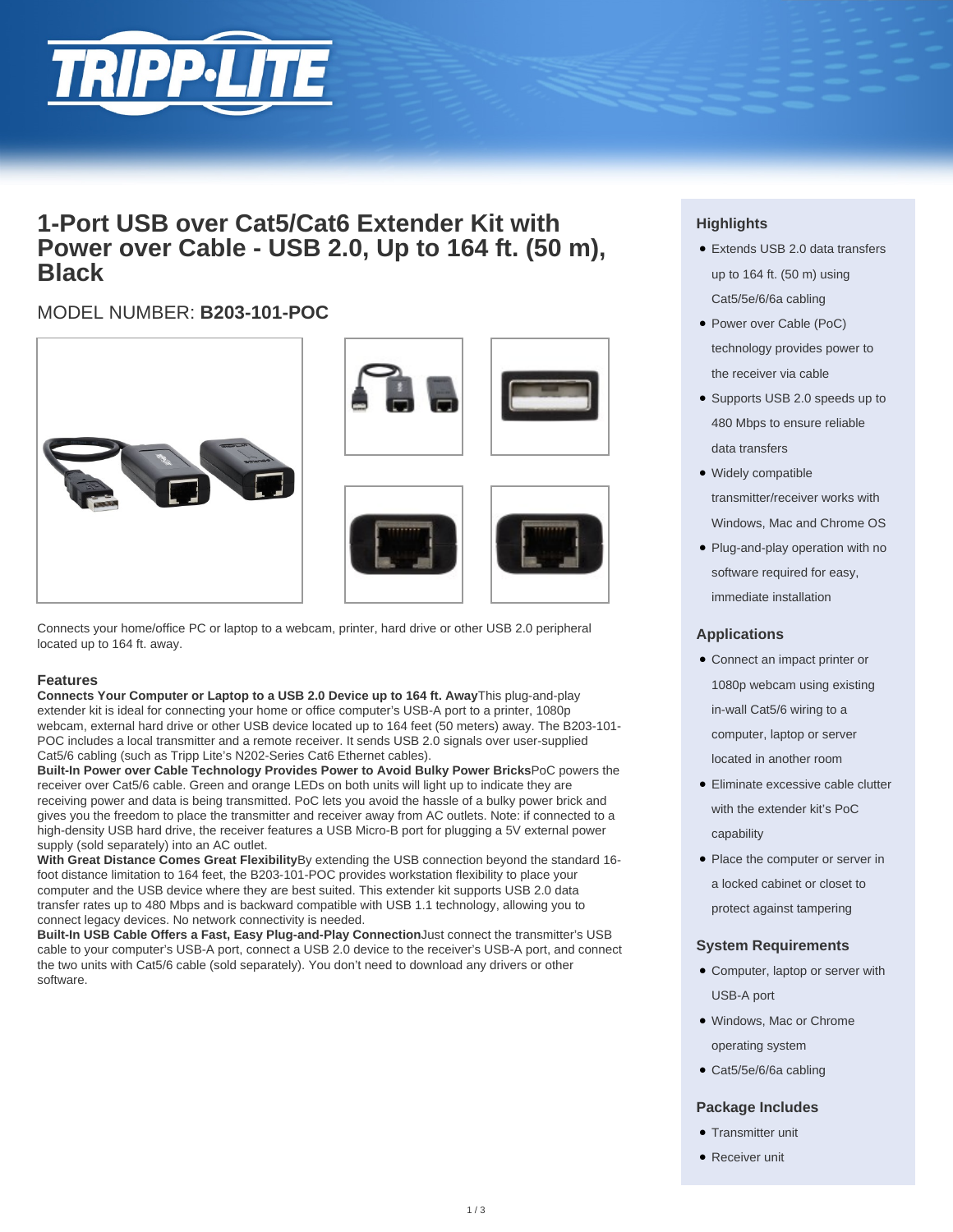# 1-Port USB over Cat5/Cat6 Extender Kit with Power over Cable - USB 2.0, Up to 164 ft. (50 m), Black

MODEL NUMBER: **B203-101-POC**

Connects your home/office PC or laptop to a webcam, printer, hard drive or other USB 2.0 peripheral located up to 164 ft. away.

## Features

**Connects Your Computer or Laptop to a USB 2.0 Device up to 164 ft. Away** This plug-and-play extender kit is ideal for connecting your home or office computer's USB-A port to a printer, 1080p webcam, external hard drive or other USB device located up to 164 feet (50 meters) away. The B203-101-POC includes a local transmitter and a remote receiver. It sends USB 2.0 signals over user-supplied Cat5/6 cabling (such as Tripp Lite's N202-Series Cat6 Ethernet cables).

**Built-In Power over Cable Technology Provides Power to Avoid Bulky Power Bricks** PoC powers the receiver over Cat5/6 cable. Green and orange LEDs on both units will light up to indicate they are receiving power and data is being transmitted. PoC lets you avoid the hassle of a bulky power brick and gives you the freedom to place the transmitter and receiver away from AC outlets. Note: if connected to a high-density USB hard drive, the receiver features a USB Micro-B port for plugging a 5V external power supply (sold separately) into an AC outlet.

**With Great Distance Comes Great Flexibility** By extending the USB connection beyond the standard 16-foot distance limitation to 164 feet, the B203-101-POC provides workstation flexibility to place your computer and the USB device where they are best suited. This extender kit supports USB 2.0 data transfer rates up to 480 Mbps and is backward compatible with USB 1.1 technology, allowing you to connect legacy devices. No network connectivity is needed.

**Built-In USB Cable Offers a Fast, Easy Plug-and-Play Connection** Just connect the transmitter's USB cable to your computer's USB-A port, connect a USB 2.0 device to the receiver's USB-A port, and connect the two units with Cat5/6 cable (sold separately). You don't need to download any drivers or other software.

## Highlights

- Extends USB 2.0 data transfers up to 164 ft. (50 m) using Cat5/5e/6/6a cabling
- Power over Cable (PoC) technology provides power to the receiver via cable
- Supports USB 2.0 speeds up to 480 Mbps to ensure reliable data transfers
- Widely compatible transmitter/receiver works with Windows, Mac and Chrome OS
- Plug-and-play operation with no software required for easy, immediate installation

## Applications

- Connect an impact printer or 1080p webcam using existing in-wall Cat5/6 wiring to a computer, laptop or server located in another room
- Eliminate excessive cable clutter with the extender kit's PoC capability
- Place the computer or server in a locked cabinet or closet to protect against tampering

## System Requirements

- Computer, laptop or server with USB-A port
- Windows, Mac or Chrome operating system
- Cat5/5e/6/6a cabling

## Package Includes

- Transmitter unit
- Receiver unit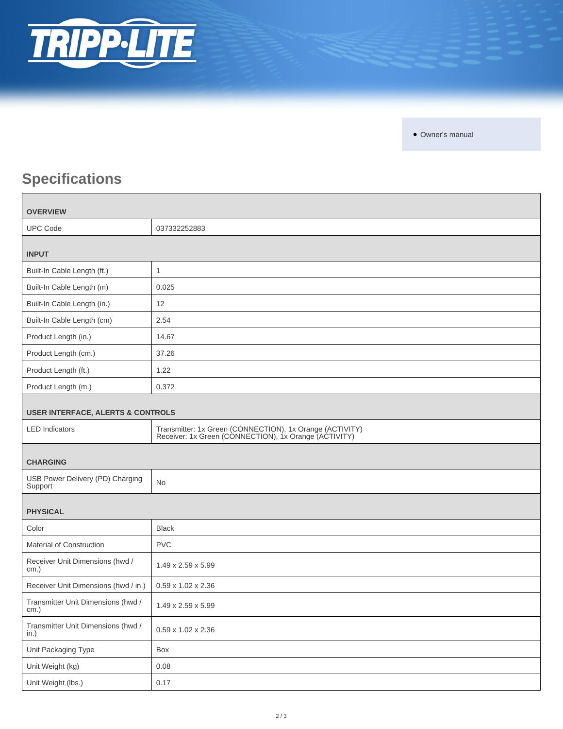- Owner's manual

## Specifications

| OVERVIEW | |
|---|---|
| UPC Code | 037332252883 |
| **INPUT** | |
| Built-In Cable Length (ft.) | 1 |
| Built-In Cable Length (m) | 0.025 |
| Built-In Cable Length (in.) | 12 |
| Built-In Cable Length (cm) | 2.54 |
| Product Length (in.) | 14.67 |
| Product Length (cm.) | 37.26 |
| Product Length (ft.) | 1.22 |
| Product Length (m.) | 0.372 |
| **USER INTERFACE, ALERTS & CONTROLS** | |
| LED Indicators | Transmitter: 1x Green (CONNECTION), 1x Orange (ACTIVITY)<br>Receiver: 1x Green (CONNECTION), 1x Orange (ACTIVITY) |
| **CHARGING** | |
| USB Power Delivery (PD) Charging Support | No |
| **PHYSICAL** | |
| Color | Black |
| Material of Construction | PVC |
| Receiver Unit Dimensions (hwd / cm.) | 1.49 x 2.59 x 5.99 |
| Receiver Unit Dimensions (hwd / in.) | 0.59 x 1.02 x 2.36 |
| Transmitter Unit Dimensions (hwd / cm.) | 1.49 x 2.59 x 5.99 |
| Transmitter Unit Dimensions (hwd / in.) | 0.59 x 1.02 x 2.36 |
| Unit Packaging Type | Box |
| Unit Weight (kg) | 0.08 |
| Unit Weight (lbs.) | 0.17 |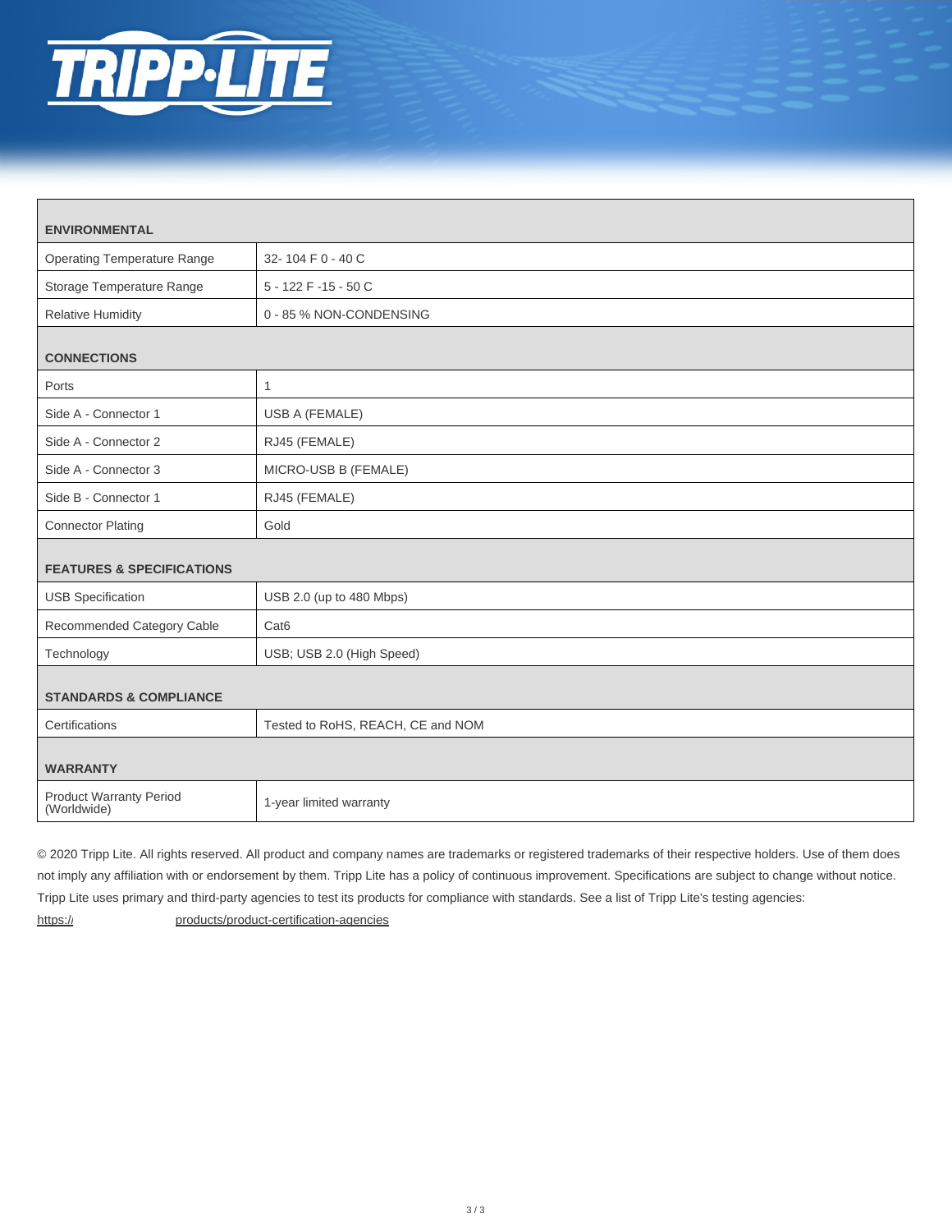| | |
|---|---|
| **ENVIRONMENTAL** | |
| Operating Temperature Range | 32- 104 F 0 - 40 C |
| Storage Temperature Range | 5 - 122 F -15 - 50 C |
| Relative Humidity | 0 - 85 % NON-CONDENSING |
| **CONNECTIONS** | |
| Ports | 1 |
| Side A - Connector 1 | USB A (FEMALE) |
| Side A - Connector 2 | RJ45 (FEMALE) |
| Side A - Connector 3 | MICRO-USB B (FEMALE) |
| Side B - Connector 1 | RJ45 (FEMALE) |
| Connector Plating | Gold |
| **FEATURES & SPECIFICATIONS** | |
| USB Specification | USB 2.0 (up to 480 Mbps) |
| Recommended Category Cable | Cat6 |
| Technology | USB; USB 2.0 (High Speed) |
| **STANDARDS & COMPLIANCE** | |
| Certifications | Tested to RoHS, REACH, CE and NOM |
| **WARRANTY** | |
| Product Warranty Period (Worldwide) | 1-year limited warranty |

© 2020 Tripp Lite. All rights reserved. All product and company names are trademarks or registered trademarks of their respective holders. Use of them does not imply any affiliation with or endorsement by them. Tripp Lite has a policy of continuous improvement. Specifications are subject to change without notice. Tripp Lite uses primary and third-party agencies to test its products for compliance with standards. See a list of Tripp Lite's testing agencies: https:// products/product-certification-agencies